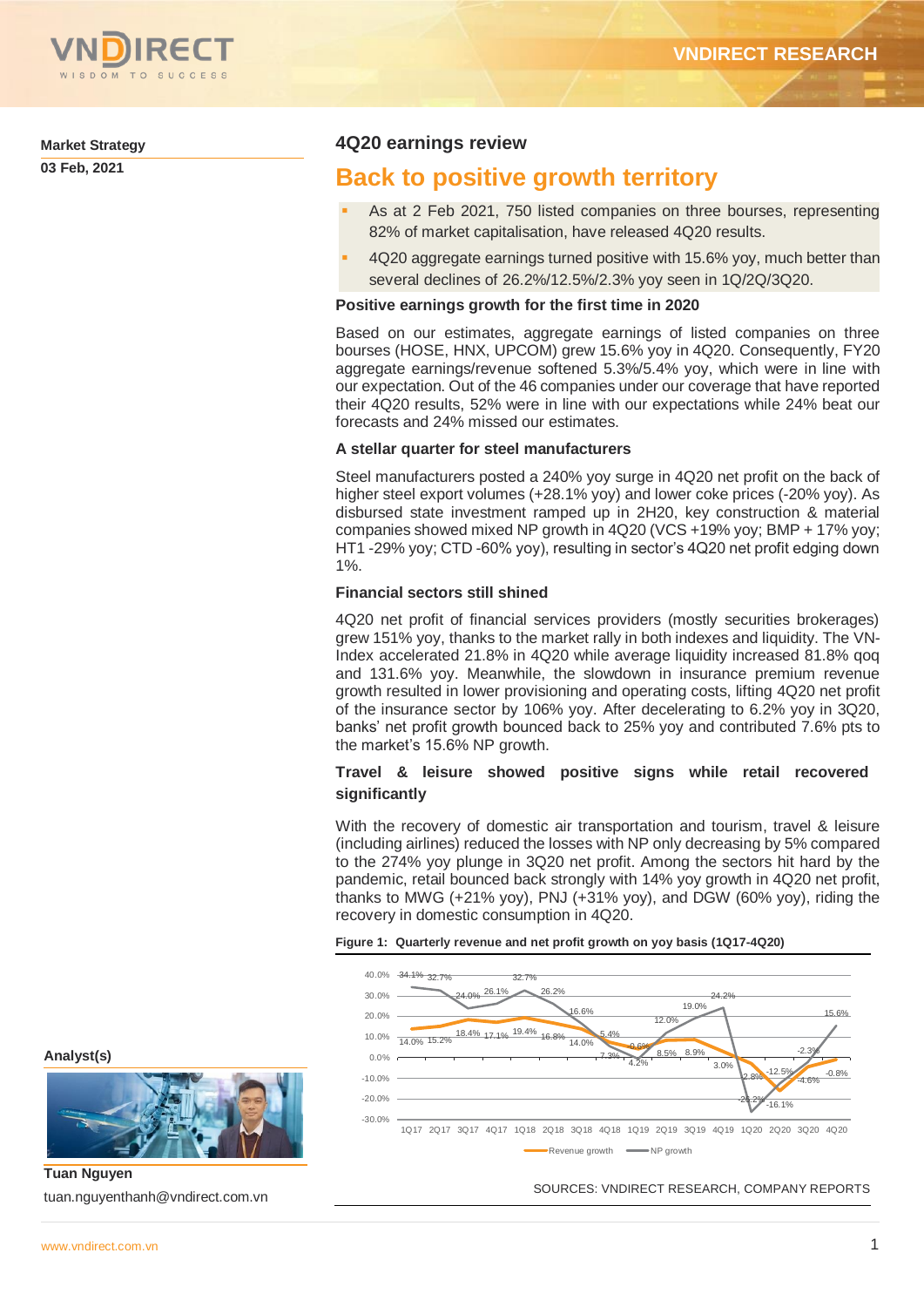Market Strategy

03 Feb, 2021

## 4Q20 earnings review

# Back to positive growth territory

- As at 2 Feb 2021, 750 listed companies on three bourses, representing 82% of market capitalisation, have released 4Q20 results.
- 4Q20 aggregate earnings turned positive with 15.6% yoy, much better than several declines of 26.2%/12.5%/2.3% yoy seen in 1Q/2Q/3Q20.

### Positive earnings growth for the first time in 2020

Based on our estimates, aggregate earnings of listed companies on three bourses (HOSE, HNX, UPCOM) grew 15.6% yoy in 4Q20. Consequently, FY20 aggregate earnings/revenue softened 5.3%/5.4% yoy, which were in line with our expectation. Out of the 46 companies under our coverage that have reported their 4Q20 results, 52% were in line with our expectations while 24% beat our forecasts and 24% missed our estimates.

### A stellar quarter for steel manufacturers

Steel manufacturers posted a 240% yoy surge in 4Q20 net profit on the back of higher steel export volumes (+28.1% yoy) and lower coke prices (-20% yoy). As disbursed state investment ramped up in 2H20, key construction & material companies showed mixed NP growth in 4Q20 (VCS +19% yoy; BMP + 17% yoy; HT1 -29% yoy; CTD -60% yoy), resulting in sector's 4Q20 net profit edging down 1%.

### Financial sectors still shined

4Q20 net profit of financial services providers (mostly securities brokerages) grew 151% yoy, thanks to the market rally in both indexes and liquidity. The VN-Index accelerated 21.8% in 4Q20 while average liquidity increased 81.8% qoq and 131.6% yoy. Meanwhile, the slowdown in insurance premium revenue growth resulted in lower provisioning and operating costs, lifting 4Q20 net profit of the insurance sector by 106% yoy. After decelerating to 6.2% yoy in 3Q20, banks' net profit growth bounced back to 25% yoy and contributed 7.6% pts to the market's 15.6% NP growth.

### Travel & leisure showed positive signs while retail recovered significantly

With the recovery of domestic air transportation and tourism, travel & leisure (including airlines) reduced the losses with NP only decreasing by 5% compared to the 274% yoy plunge in 3Q20 net profit. Among the sectors hit hard by the pandemic, retail bounced back strongly with 14% yoy growth in 4Q20 net profit, thanks to MWG (+21% yoy), PNJ (+31% yoy), and DGW (60% yoy), riding the recovery in domestic consumption in 4Q20.

**Figure 1: Quarterly revenue and net profit growth on yoy basis (1Q17-4Q20)**

| Quarter | Revenue growth | NP growth |
|---|---|---|
| 1Q17 | 14.0% | 34.1% |
| 2Q17 | 15.2% | 32.7% |
| 3Q17 | 18.4% | 24.0% |
| 4Q17 | 17.1% | 26.1% |
| 1Q18 | 19.4% | 32.7% |
| 2Q18 | 16.8% | 26.2% |
| 3Q18 | 14.0% | 16.6% |
| 4Q18 | 7.3% | 5.4% |
| 1Q19 | 0.6% | -4.2% |
| 2Q19 | 8.5% | 12.0% |
| 3Q19 | 8.9% | 19.0% |
| 4Q19 | 3.0% | 24.2% |
| 1Q20 | -2.8% | -26.2% |
| 2Q20 | -16.1% | -12.5% |
| 3Q20 | -4.6% | -2.3% |
| 4Q20 | -0.8% | 15.6% |

SOURCES: VNDIRECT RESEARCH, COMPANY REPORTS

Analyst(s)

**Tuan Nguyen**

tuan.nguyenthanh@vndirect.com.vn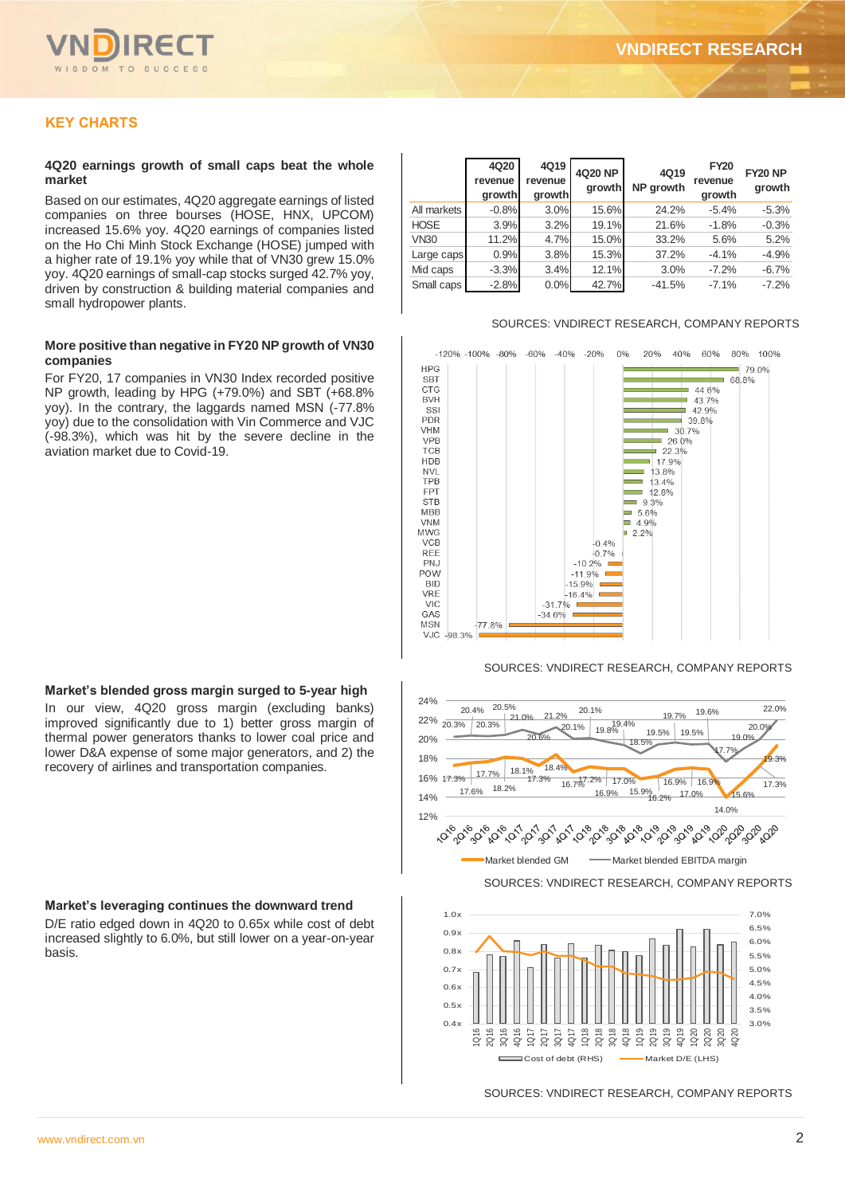## KEY CHARTS

**4Q20 earnings growth of small caps beat the whole market**

Based on our estimates, 4Q20 aggregate earnings of listed companies on three bourses (HOSE, HNX, UPCOM) increased 15.6% yoy. 4Q20 earnings of companies listed on the Ho Chi Minh Stock Exchange (HOSE) jumped with a higher rate of 19.1% yoy while that of VN30 grew 15.0% yoy. 4Q20 earnings of small-cap stocks surged 42.7% yoy, driven by construction & building material companies and small hydropower plants.

| | 4Q20 revenue growth | 4Q19 revenue growth | 4Q20 NP growth | 4Q19 NP growth | FY20 revenue growth | FY20 NP growth |
|---|---|---|---|---|---|---|
| All markets | -0.8% | 3.0% | 15.6% | 24.2% | -5.4% | -5.3% |
| HOSE | 3.9% | 3.2% | 19.1% | 21.6% | -1.8% | -0.3% |
| VN30 | 11.2% | 4.7% | 15.0% | 33.2% | 5.6% | 5.2% |
| Large caps | 0.9% | 3.8% | 15.3% | 37.2% | -4.1% | -4.9% |
| Mid caps | -3.3% | 3.4% | 12.1% | 3.0% | -7.2% | -6.7% |
| Small caps | -2.8% | 0.0% | 42.7% | -41.5% | -7.1% | -7.2% |

SOURCES: VNDIRECT RESEARCH, COMPANY REPORTS

**More positive than negative in FY20 NP growth of VN30 companies**

For FY20, 17 companies in VN30 Index recorded positive NP growth, leading by HPG (+79.0%) and SBT (+68.8% yoy). In the contrary, the laggards named MSN (-77.8% yoy) due to the consolidation with Vin Commerce and VJC (-98.3%), which was hit by the severe decline in the aviation market due to Covid-19.

| Ticker | FY20 NP growth |
|---|---|
| HPG | 79.0% |
| SBT | 68.8% |
| CTG | 44.6% |
| BVH | 43.7% |
| SSI | 42.9% |
| PDR | 39.8% |
| VHM | 30.7% |
| VPB | 26.0% |
| TCB | 22.3% |
| HDB | 17.9% |
| NVL | 13.8% |
| TPB | 13.4% |
| FPT | 12.8% |
| STB | 9.3% |
| MBB | 5.6% |
| VNM | 4.9% |
| MWG | 2.2% |
| VCB | -0.4% |
| REE | -0.7% |
| PNJ | -10.2% |
| POW | -11.9% |
| BID | -15.9% |
| VRE | -16.4% |
| VIC | -31.7% |
| GAS | -34.6% |
| MSN | -77.8% |
| VJC | -98.3% |

SOURCES: VNDIRECT RESEARCH, COMPANY REPORTS

**Market's blended gross margin surged to 5-year high**

In our view, 4Q20 gross margin (excluding banks) improved significantly due to 1) better gross margin of thermal power generators thanks to lower coal price and lower D&A expense of some major generators, and 2) the recovery of airlines and transportation companies.

| Quarter | Market blended GM | Market blended EBITDA margin |
|---|---|---|
| 1Q16 | 20.3% | 17.3% |
| 2Q16 | 20.4% | 17.6% |
| 3Q16 | 20.3% | 17.7% |
| 4Q16 | 20.5% | 18.2% |
| 1Q17 | 21.0% | 18.1% |
| 2Q17 | 20.6% | 17.3% |
| 3Q17 | 21.2% | 18.4% |
| 4Q17 | 20.1% | 16.7% |
| 1Q18 | 20.1% | 17.2% |
| 2Q18 | 19.8% | 16.9% |
| 3Q18 | 19.4% | 17.0% |
| 4Q18 | 18.5% | 15.9% |
| 1Q19 | 19.5% | 16.2% |
| 2Q19 | 19.7% | 16.9% |
| 3Q19 | 19.5% | 17.0% |
| 4Q19 | 19.6% | 16.9% |
| 1Q20 | 19.0% | 15.6% |
| 2Q20 | 17.7% | 14.0% |
| 3Q20 | 20.0% | 17.3% |
| 4Q20 | 22.0% | 19.3% |

SOURCES: VNDIRECT RESEARCH, COMPANY REPORTS

**Market's leveraging continues the downward trend**

D/E ratio edged down in 4Q20 to 0.65x while cost of debt increased slightly to 6.0%, but still lower on a year-on-year basis.

Chart: Cost of debt (RHS) and Market D/E (LHS), 1Q16–4Q20

SOURCES: VNDIRECT RESEARCH, COMPANY REPORTS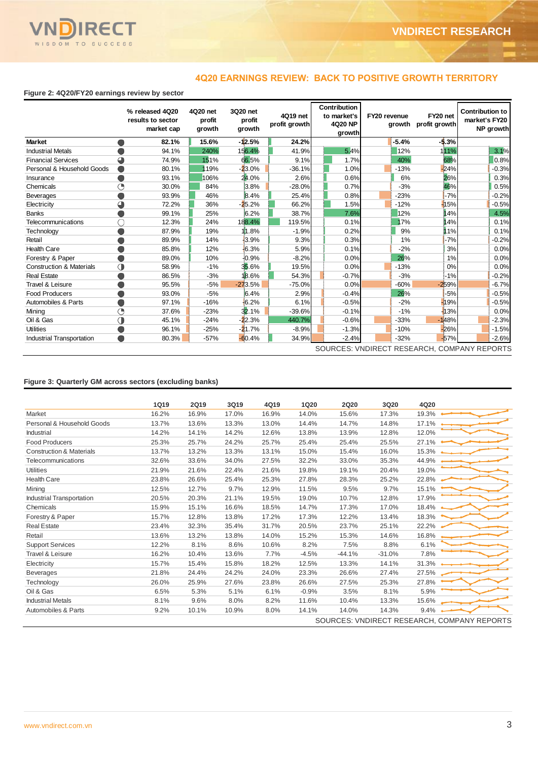## 4Q20 EARNINGS REVIEW: BACK TO POSITIVE GROWTH TERRITORY

**Figure 2: 4Q20/FY20 earnings review by sector**

| | % released 4Q20 results to sector market cap | 4Q20 net profit growth | 3Q20 net profit growth | 4Q19 net profit growth | Contribution to market's 4Q20 NP growth | FY20 revenue growth | FY20 net profit growth | Contribution to market's FY20 NP growth |
|---|---|---|---|---|---|---|---|---|
| **Market** | **82.1%** | **15.6%** | **-12.5%** | **24.2%** | | **-5.4%** | **-5.3%** | |
| Industrial Metals | 94.1% | 240% | 156.4% | 41.9% | 5.4% | 12% | 111% | 3.1% |
| Financial Services | 74.9% | 151% | 66.5% | 9.1% | 1.7% | 40% | 68% | 0.8% |
| Personal & Household Goods | 80.1% | 119% | -23.0% | -36.1% | 1.0% | -13% | -24% | -0.3% |
| Insurance | 93.1% | 106% | 24.0% | 2.6% | 0.6% | 6% | 26% | 0.3% |
| Chemicals | 30.0% | 84% | 3.8% | -28.0% | 0.7% | -3% | 46% | 0.5% |
| Beverages | 93.9% | 46% | 8.4% | 25.4% | 0.8% | -23% | -7% | -0.2% |
| Electricity | 72.2% | 36% | -25.2% | 66.2% | 1.5% | -12% | -15% | -0.5% |
| Banks | 99.1% | 25% | 6.2% | 38.7% | 7.6% | 12% | 14% | 4.5% |
| Telecommunications | 12.3% | 24% | 188.4% | 119.5% | 0.1% | 17% | 14% | 0.1% |
| Technology | 87.9% | 19% | 11.8% | -1.9% | 0.2% | 9% | 11% | 0.1% |
| Retail | 89.9% | 14% | -3.9% | 9.3% | 0.3% | 1% | -7% | -0.2% |
| Health Care | 85.8% | 12% | -6.3% | 5.9% | 0.1% | -2% | 3% | 0.0% |
| Forestry & Paper | 89.0% | 10% | -0.9% | -8.2% | 0.0% | 26% | 1% | 0.0% |
| Construction & Materials | 58.9% | -1% | 35.6% | 19.5% | 0.0% | -13% | 0% | 0.0% |
| Real Estate | 86.5% | -3% | 18.6% | 54.3% | -0.7% | -3% | -1% | -0.2% |
| Travel & Leisure | 95.5% | -5% | -273.5% | -75.0% | 0.0% | -60% | -259% | -6.7% |
| Food Producers | 93.0% | -5% | 6.4% | 2.9% | -0.4% | 26% | -5% | -0.5% |
| Automobiles & Parts | 97.1% | -16% | -6.2% | 6.1% | -0.5% | -2% | -19% | -0.5% |
| Mining | 37.6% | -23% | 32.1% | -39.6% | -0.1% | -1% | -13% | 0.0% |
| Oil & Gas | 45.1% | -24% | -22.3% | 440.7% | -0.6% | -33% | -148% | -2.3% |
| Utilities | 96.1% | -25% | -21.7% | -8.9% | -1.3% | -10% | -26% | -1.5% |
| Industrial Transportation | 80.3% | -57% | -60.4% | 34.9% | -2.4% | -32% | -57% | -2.6% |

SOURCES: VNDIRECT RESEARCH, COMPANY REPORTS

**Figure 3: Quarterly GM across sectors (excluding banks)**

| | 1Q19 | 2Q19 | 3Q19 | 4Q19 | 1Q20 | 2Q20 | 3Q20 | 4Q20 |
|---|---|---|---|---|---|---|---|---|
| Market | 16.2% | 16.9% | 17.0% | 16.9% | 14.0% | 15.6% | 17.3% | 19.3% |
| Personal & Household Goods | 13.7% | 13.6% | 13.3% | 13.0% | 14.4% | 14.7% | 14.8% | 17.1% |
| Industrial | 14.2% | 14.1% | 14.2% | 12.6% | 13.8% | 13.9% | 12.8% | 12.0% |
| Food Producers | 25.3% | 25.7% | 24.2% | 25.7% | 25.4% | 25.4% | 25.5% | 27.1% |
| Construction & Materials | 13.7% | 13.2% | 13.3% | 13.1% | 15.0% | 15.4% | 16.0% | 15.3% |
| Telecommunications | 32.6% | 33.6% | 34.0% | 27.5% | 32.2% | 33.0% | 35.3% | 44.9% |
| Utilities | 21.9% | 21.6% | 22.4% | 21.6% | 19.8% | 19.1% | 20.4% | 19.0% |
| Health Care | 23.8% | 26.6% | 25.4% | 25.3% | 27.8% | 28.3% | 25.2% | 22.8% |
| Mining | 12.5% | 12.7% | 9.7% | 12.9% | 11.5% | 9.5% | 9.7% | 15.1% |
| Industrial Transportation | 20.5% | 20.3% | 21.1% | 19.5% | 19.0% | 10.7% | 12.8% | 17.9% |
| Chemicals | 15.9% | 15.1% | 16.6% | 18.5% | 14.7% | 17.3% | 17.0% | 18.4% |
| Forestry & Paper | 15.7% | 12.8% | 13.8% | 17.2% | 17.3% | 12.2% | 13.4% | 18.3% |
| Real Estate | 23.4% | 32.3% | 35.4% | 31.7% | 20.5% | 23.7% | 25.1% | 22.2% |
| Retail | 13.6% | 13.2% | 13.8% | 14.0% | 15.2% | 15.3% | 14.6% | 16.8% |
| Support Services | 12.2% | 8.1% | 8.6% | 10.6% | 8.2% | 7.5% | 8.8% | 6.1% |
| Travel & Leisure | 16.2% | 10.4% | 13.6% | 7.7% | -4.5% | -44.1% | -31.0% | 7.8% |
| Electricity | 15.7% | 15.4% | 15.8% | 18.2% | 12.5% | 13.3% | 14.1% | 31.3% |
| Beverages | 21.8% | 24.4% | 24.2% | 24.0% | 23.3% | 26.6% | 27.4% | 27.5% |
| Technology | 26.0% | 25.9% | 27.6% | 23.8% | 26.6% | 27.5% | 25.3% | 27.8% |
| Oil & Gas | 6.5% | 5.3% | 5.1% | 6.1% | -0.9% | 3.5% | 8.1% | 5.9% |
| Industrial Metals | 8.1% | 9.6% | 8.0% | 8.2% | 11.6% | 10.4% | 13.3% | 15.6% |
| Automobiles & Parts | 9.2% | 10.1% | 10.9% | 8.0% | 14.1% | 14.0% | 14.3% | 9.4% |

SOURCES: VNDIRECT RESEARCH, COMPANY REPORTS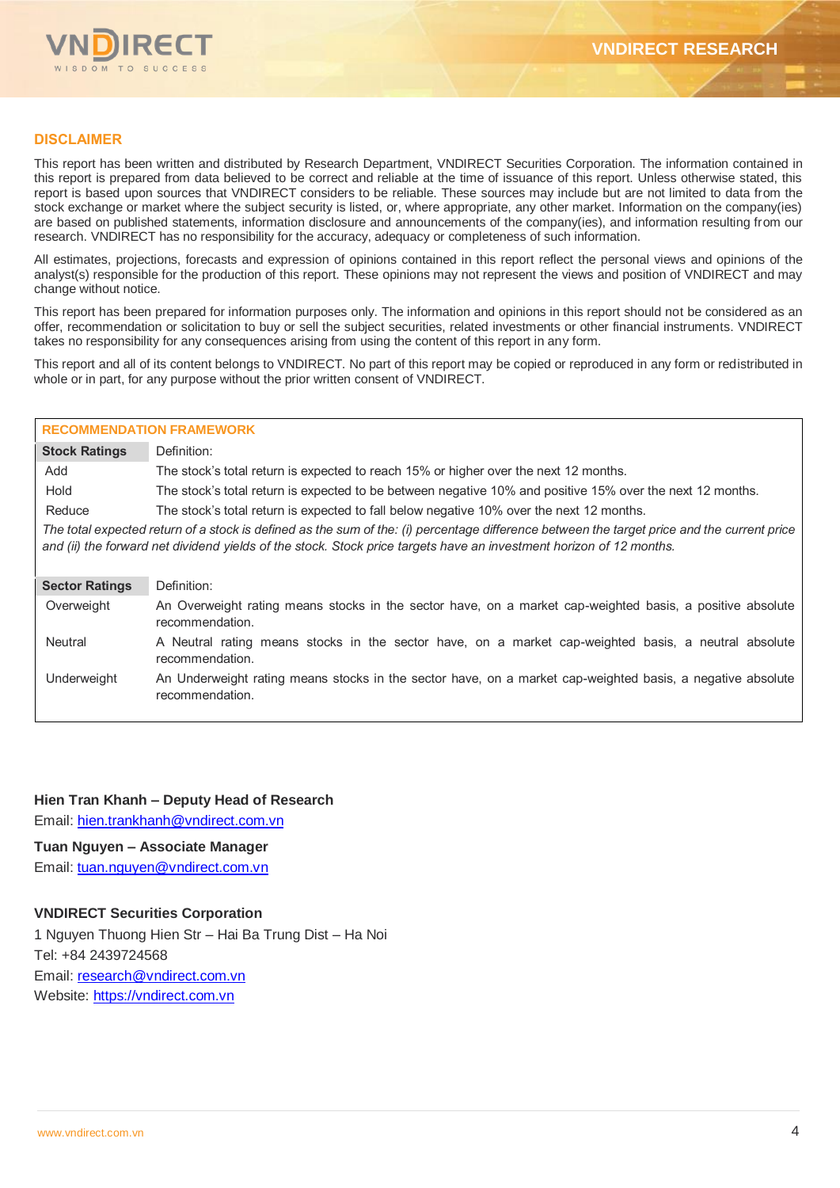## DISCLAIMER

This report has been written and distributed by Research Department, VNDIRECT Securities Corporation. The information contained in this report is prepared from data believed to be correct and reliable at the time of issuance of this report. Unless otherwise stated, this report is based upon sources that VNDIRECT considers to be reliable. These sources may include but are not limited to data from the stock exchange or market where the subject security is listed, or, where appropriate, any other market. Information on the company(ies) are based on published statements, information disclosure and announcements of the company(ies), and information resulting from our research. VNDIRECT has no responsibility for the accuracy, adequacy or completeness of such information.

All estimates, projections, forecasts and expression of opinions contained in this report reflect the personal views and opinions of the analyst(s) responsible for the production of this report. These opinions may not represent the views and position of VNDIRECT and may change without notice.

This report has been prepared for information purposes only. The information and opinions in this report should not be considered as an offer, recommendation or solicitation to buy or sell the subject securities, related investments or other financial instruments. VNDIRECT takes no responsibility for any consequences arising from using the content of this report in any form.

This report and all of its content belongs to VNDIRECT. No part of this report may be copied or reproduced in any form or redistributed in whole or in part, for any purpose without the prior written consent of VNDIRECT.

### RECOMMENDATION FRAMEWORK

| Stock Ratings | Definition: |
|---|---|
| Add | The stock's total return is expected to reach 15% or higher over the next 12 months. |
| Hold | The stock's total return is expected to be between negative 10% and positive 15% over the next 12 months. |
| Reduce | The stock's total return is expected to fall below negative 10% over the next 12 months. |

*The total expected return of a stock is defined as the sum of the: (i) percentage difference between the target price and the current price and (ii) the forward net dividend yields of the stock. Stock price targets have an investment horizon of 12 months.*

| Sector Ratings | Definition: |
|---|---|
| Overweight | An Overweight rating means stocks in the sector have, on a market cap-weighted basis, a positive absolute recommendation. |
| Neutral | A Neutral rating means stocks in the sector have, on a market cap-weighted basis, a neutral absolute recommendation. |
| Underweight | An Underweight rating means stocks in the sector have, on a market cap-weighted basis, a negative absolute recommendation. |

**Hien Tran Khanh – Deputy Head of Research**
Email: hien.trankhanh@vndirect.com.vn

**Tuan Nguyen – Associate Manager**
Email: tuan.nguyen@vndirect.com.vn

**VNDIRECT Securities Corporation**
1 Nguyen Thuong Hien Str – Hai Ba Trung Dist – Ha Noi
Tel: +84 2439724568
Email: research@vndirect.com.vn
Website: https://vndirect.com.vn